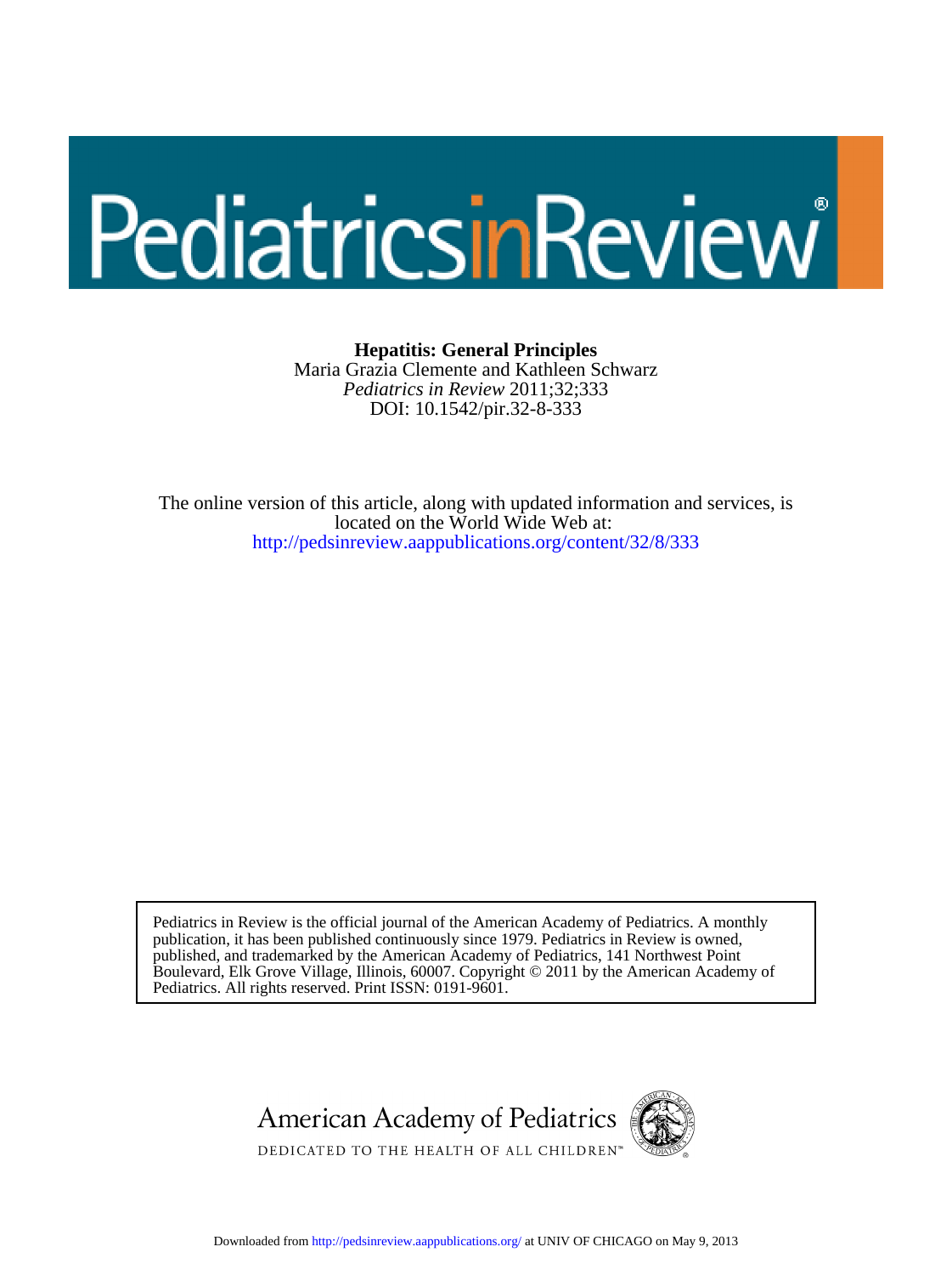# Hepatitis: General Principles

Maria Grazia Clemente and Kathleen Schwarz

*Pediatrics in Review* 2011;32;333

DOI: 10.1542/pir.32-8-333

The online version of this article, along with updated information and services, is located on the World Wide Web at:

http://pedsinreview.aappublications.org/content/32/8/333

Pediatrics in Review is the official journal of the American Academy of Pediatrics. A monthly publication, it has been published continuously since 1979. Pediatrics in Review is owned, published, and trademarked by the American Academy of Pediatrics, 141 Northwest Point Boulevard, Elk Grove Village, Illinois, 60007. Copyright © 2011 by the American Academy of Pediatrics. All rights reserved. Print ISSN: 0191-9601.

American Academy of Pediatrics

DEDICATED TO THE HEALTH OF ALL CHILDREN™

Downloaded from http://pedsinreview.aappublications.org/ at UNIV OF CHICAGO on May 9, 2013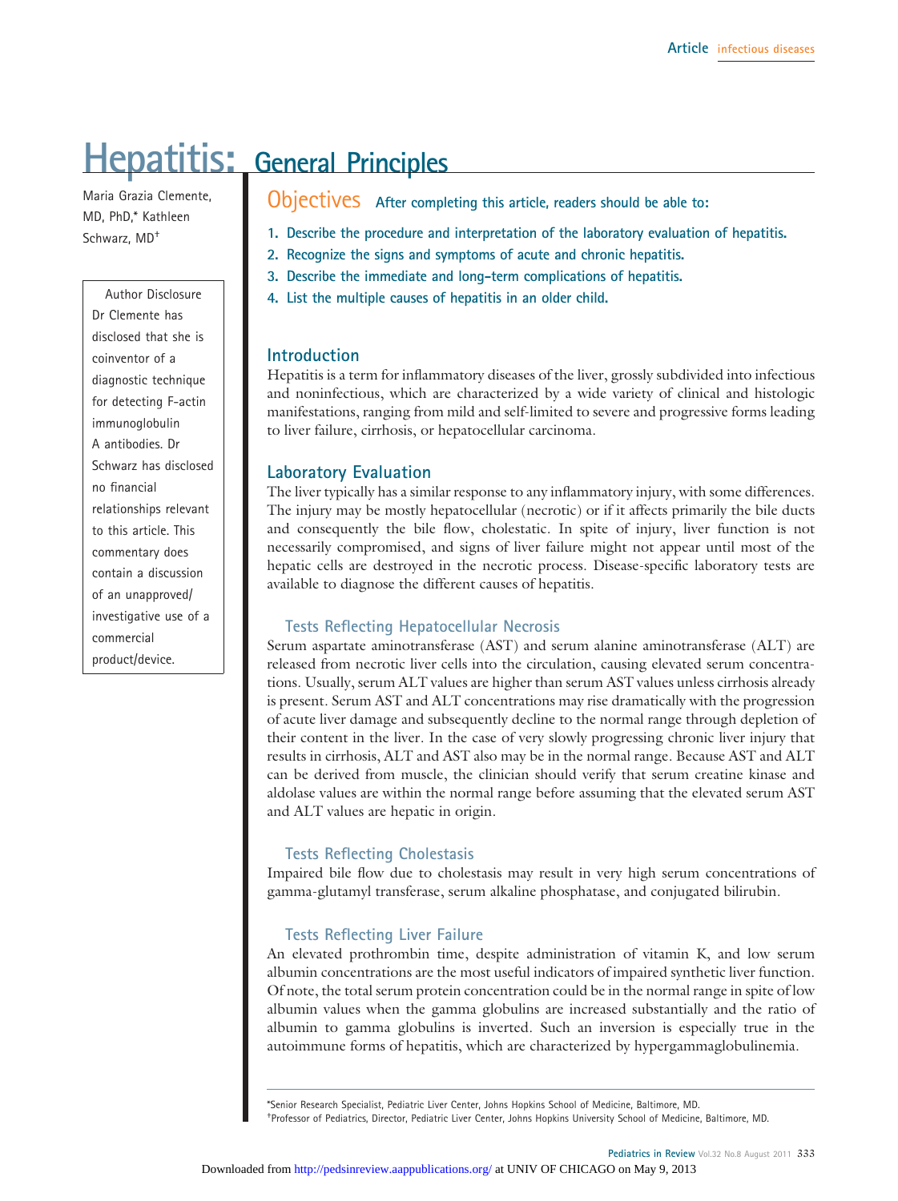# Hepatitis: General Principles

Maria Grazia Clemente, MD, PhD,* Kathleen Schwarz, MD†

Author Disclosure
Dr Clemente has disclosed that she is coinventor of a diagnostic technique for detecting F-actin immunoglobulin A antibodies. Dr Schwarz has disclosed no financial relationships relevant to this article. This commentary does contain a discussion of an unapproved/ investigative use of a commercial product/device.

## Objectives

After completing this article, readers should be able to:

1. Describe the procedure and interpretation of the laboratory evaluation of hepatitis.
2. Recognize the signs and symptoms of acute and chronic hepatitis.
3. Describe the immediate and long-term complications of hepatitis.
4. List the multiple causes of hepatitis in an older child.

## Introduction

Hepatitis is a term for inflammatory diseases of the liver, grossly subdivided into infectious and noninfectious, which are characterized by a wide variety of clinical and histologic manifestations, ranging from mild and self-limited to severe and progressive forms leading to liver failure, cirrhosis, or hepatocellular carcinoma.

## Laboratory Evaluation

The liver typically has a similar response to any inflammatory injury, with some differences. The injury may be mostly hepatocellular (necrotic) or if it affects primarily the bile ducts and consequently the bile flow, cholestatic. In spite of injury, liver function is not necessarily compromised, and signs of liver failure might not appear until most of the hepatic cells are destroyed in the necrotic process. Disease-specific laboratory tests are available to diagnose the different causes of hepatitis.

### Tests Reflecting Hepatocellular Necrosis

Serum aspartate aminotransferase (AST) and serum alanine aminotransferase (ALT) are released from necrotic liver cells into the circulation, causing elevated serum concentrations. Usually, serum ALT values are higher than serum AST values unless cirrhosis already is present. Serum AST and ALT concentrations may rise dramatically with the progression of acute liver damage and subsequently decline to the normal range through depletion of their content in the liver. In the case of very slowly progressing chronic liver injury that results in cirrhosis, ALT and AST also may be in the normal range. Because AST and ALT can be derived from muscle, the clinician should verify that serum creatine kinase and aldolase values are within the normal range before assuming that the elevated serum AST and ALT values are hepatic in origin.

### Tests Reflecting Cholestasis

Impaired bile flow due to cholestasis may result in very high serum concentrations of gamma-glutamyl transferase, serum alkaline phosphatase, and conjugated bilirubin.

### Tests Reflecting Liver Failure

An elevated prothrombin time, despite administration of vitamin K, and low serum albumin concentrations are the most useful indicators of impaired synthetic liver function. Of note, the total serum protein concentration could be in the normal range in spite of low albumin values when the gamma globulins are increased substantially and the ratio of albumin to gamma globulins is inverted. Such an inversion is especially true in the autoimmune forms of hepatitis, which are characterized by hypergammaglobulinemia.

*Senior Research Specialist, Pediatric Liver Center, Johns Hopkins School of Medicine, Baltimore, MD.
†Professor of Pediatrics, Director, Pediatric Liver Center, Johns Hopkins University School of Medicine, Baltimore, MD.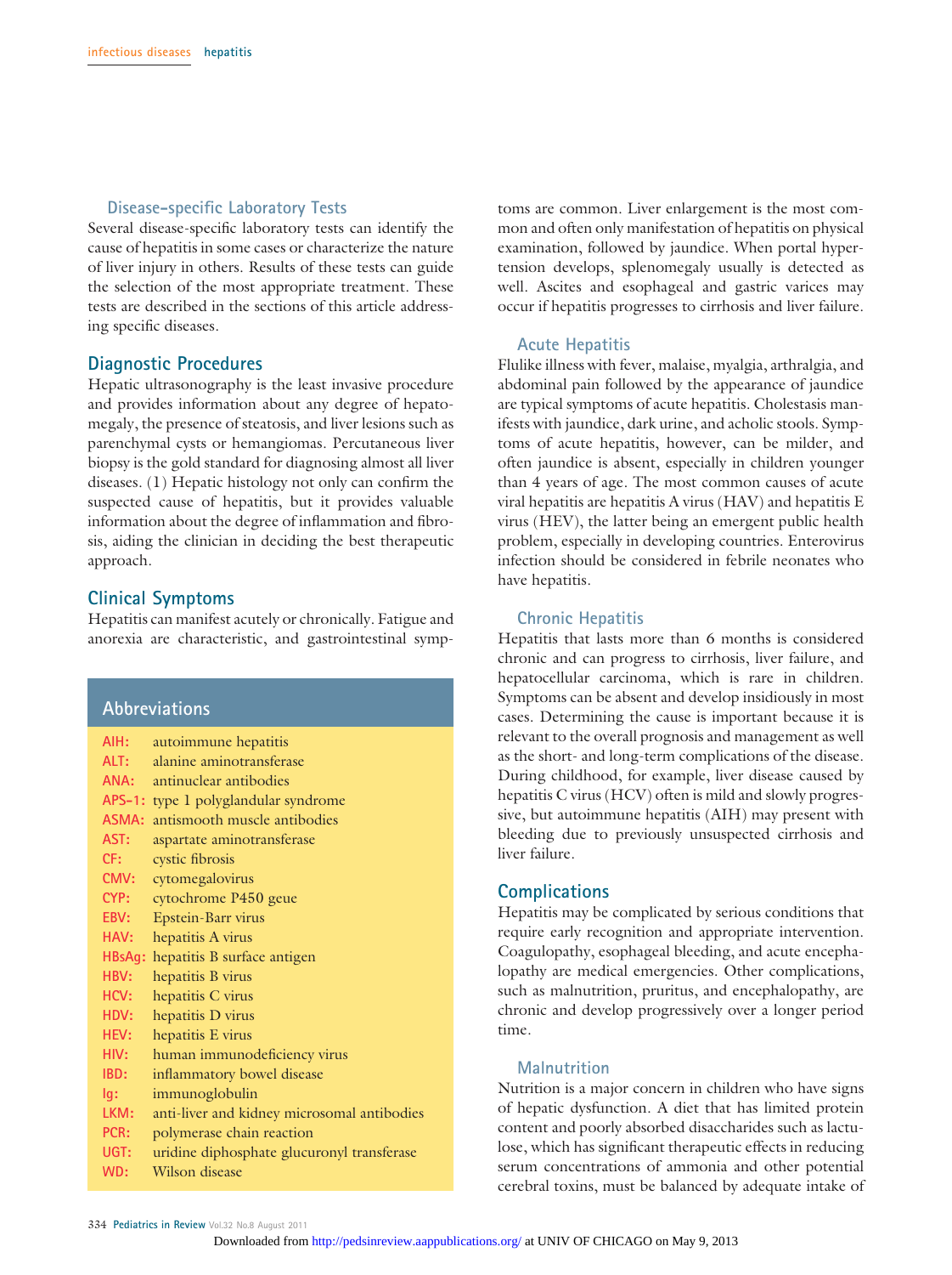### Disease-specific Laboratory Tests

Several disease-specific laboratory tests can identify the cause of hepatitis in some cases or characterize the nature of liver injury in others. Results of these tests can guide the selection of the most appropriate treatment. These tests are described in the sections of this article addressing specific diseases.

## Diagnostic Procedures

Hepatic ultrasonography is the least invasive procedure and provides information about any degree of hepatomegaly, the presence of steatosis, and liver lesions such as parenchymal cysts or hemangiomas. Percutaneous liver biopsy is the gold standard for diagnosing almost all liver diseases. (1) Hepatic histology not only can confirm the suspected cause of hepatitis, but it provides valuable information about the degree of inflammation and fibrosis, aiding the clinician in deciding the best therapeutic approach.

## Clinical Symptoms

Hepatitis can manifest acutely or chronically. Fatigue and anorexia are characteristic, and gastrointestinal symptoms are common. Liver enlargement is the most common and often only manifestation of hepatitis on physical examination, followed by jaundice. When portal hypertension develops, splenomegaly usually is detected as well. Ascites and esophageal and gastric varices may occur if hepatitis progresses to cirrhosis and liver failure.

### Acute Hepatitis

Flulike illness with fever, malaise, myalgia, arthralgia, and abdominal pain followed by the appearance of jaundice are typical symptoms of acute hepatitis. Cholestasis manifests with jaundice, dark urine, and acholic stools. Symptoms of acute hepatitis, however, can be milder, and often jaundice is absent, especially in children younger than 4 years of age. The most common causes of acute viral hepatitis are hepatitis A virus (HAV) and hepatitis E virus (HEV), the latter being an emergent public health problem, especially in developing countries. Enterovirus infection should be considered in febrile neonates who have hepatitis.

### Chronic Hepatitis

Hepatitis that lasts more than 6 months is considered chronic and can progress to cirrhosis, liver failure, and hepatocellular carcinoma, which is rare in children. Symptoms can be absent and develop insidiously in most cases. Determining the cause is important because it is relevant to the overall prognosis and management as well as the short- and long-term complications of the disease. During childhood, for example, liver disease caused by hepatitis C virus (HCV) often is mild and slowly progressive, but autoimmune hepatitis (AIH) may present with bleeding due to previously unsuspected cirrhosis and liver failure.

## Complications

Hepatitis may be complicated by serious conditions that require early recognition and appropriate intervention. Coagulopathy, esophageal bleeding, and acute encephalopathy are medical emergencies. Other complications, such as malnutrition, pruritus, and encephalopathy, are chronic and develop progressively over a longer period time.

### Malnutrition

Nutrition is a major concern in children who have signs of hepatic dysfunction. A diet that has limited protein content and poorly absorbed disaccharides such as lactulose, which has significant therapeutic effects in reducing serum concentrations of ammonia and other potential cerebral toxins, must be balanced by adequate intake of

**Abbreviations**

| | |
|---|---|
| AIH: | autoimmune hepatitis |
| ALT: | alanine aminotransferase |
| ANA: | antinuclear antibodies |
| APS-1: | type 1 polyglandular syndrome |
| ASMA: | antismooth muscle antibodies |
| AST: | aspartate aminotransferase |
| CF: | cystic fibrosis |
| CMV: | cytomegalovirus |
| CYP: | cytochrome P450 geue |
| EBV: | Epstein-Barr virus |
| HAV: | hepatitis A virus |
| HBsAg: | hepatitis B surface antigen |
| HBV: | hepatitis B virus |
| HCV: | hepatitis C virus |
| HDV: | hepatitis D virus |
| HEV: | hepatitis E virus |
| HIV: | human immunodeficiency virus |
| IBD: | inflammatory bowel disease |
| Ig: | immunoglobulin |
| LKM: | anti-liver and kidney microsomal antibodies |
| PCR: | polymerase chain reaction |
| UGT: | uridine diphosphate glucuronyl transferase |
| WD: | Wilson disease |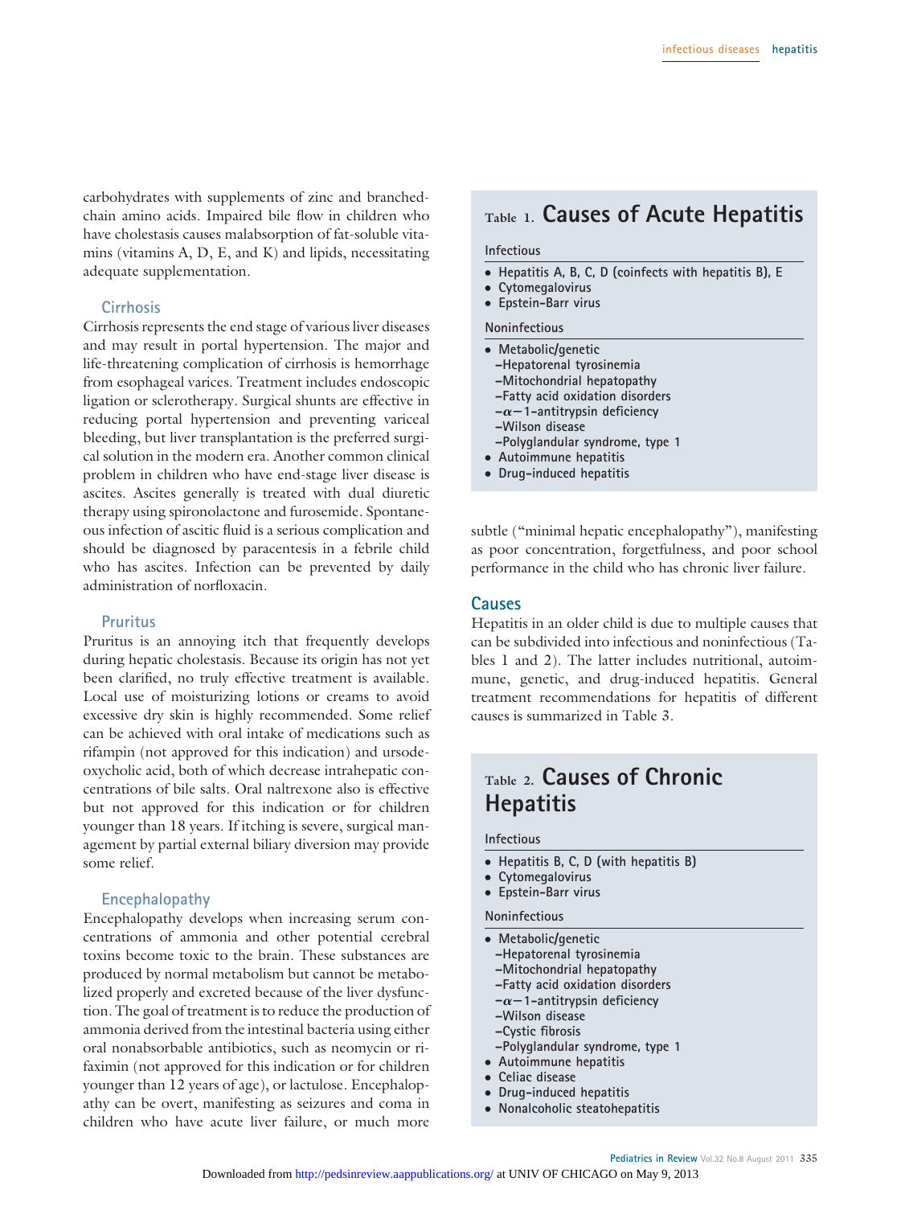carbohydrates with supplements of zinc and branched-chain amino acids. Impaired bile flow in children who have cholestasis causes malabsorption of fat-soluble vitamins (vitamins A, D, E, and K) and lipids, necessitating adequate supplementation.

### Cirrhosis

Cirrhosis represents the end stage of various liver diseases and may result in portal hypertension. The major and life-threatening complication of cirrhosis is hemorrhage from esophageal varices. Treatment includes endoscopic ligation or sclerotherapy. Surgical shunts are effective in reducing portal hypertension and preventing variceal bleeding, but liver transplantation is the preferred surgical solution in the modern era. Another common clinical problem in children who have end-stage liver disease is ascites. Ascites generally is treated with dual diuretic therapy using spironolactone and furosemide. Spontaneous infection of ascitic fluid is a serious complication and should be diagnosed by paracentesis in a febrile child who has ascites. Infection can be prevented by daily administration of norfloxacin.

### Pruritus

Pruritus is an annoying itch that frequently develops during hepatic cholestasis. Because its origin has not yet been clarified, no truly effective treatment is available. Local use of moisturizing lotions or creams to avoid excessive dry skin is highly recommended. Some relief can be achieved with oral intake of medications such as rifampin (not approved for this indication) and ursodeoxycholic acid, both of which decrease intrahepatic concentrations of bile salts. Oral naltrexone also is effective but not approved for this indication or for children younger than 18 years. If itching is severe, surgical management by partial external biliary diversion may provide some relief.

### Encephalopathy

Encephalopathy develops when increasing serum concentrations of ammonia and other potential cerebral toxins become toxic to the brain. These substances are produced by normal metabolism but cannot be metabolized properly and excreted because of the liver dysfunction. The goal of treatment is to reduce the production of ammonia derived from the intestinal bacteria using either oral nonabsorbable antibiotics, such as neomycin or rifaximin (not approved for this indication or for children younger than 12 years of age), or lactulose. Encephalopathy can be overt, manifesting as seizures and coma in children who have acute liver failure, or much more subtle ("minimal hepatic encephalopathy"), manifesting as poor concentration, forgetfulness, and poor school performance in the child who has chronic liver failure.

**Table 1. Causes of Acute Hepatitis**

Infectious

- Hepatitis A, B, C, D (coinfects with hepatitis B), E
- Cytomegalovirus
- Epstein-Barr virus

Noninfectious

- Metabolic/genetic
  - –Hepatorenal tyrosinemia
  - –Mitochondrial hepatopathy
  - –Fatty acid oxidation disorders
  - –$\alpha$–1-antitrypsin deficiency
  - –Wilson disease
  - –Polyglandular syndrome, type 1
- Autoimmune hepatitis
- Drug-induced hepatitis

## Causes

Hepatitis in an older child is due to multiple causes that can be subdivided into infectious and noninfectious (Tables 1 and 2). The latter includes nutritional, autoimmune, genetic, and drug-induced hepatitis. General treatment recommendations for hepatitis of different causes is summarized in Table 3.

**Table 2. Causes of Chronic Hepatitis**

Infectious

- Hepatitis B, C, D (with hepatitis B)
- Cytomegalovirus
- Epstein-Barr virus

Noninfectious

- Metabolic/genetic
  - –Hepatorenal tyrosinemia
  - –Mitochondrial hepatopathy
  - –Fatty acid oxidation disorders
  - –$\alpha$–1-antitrypsin deficiency
  - –Wilson disease
  - –Cystic fibrosis
  - –Polyglandular syndrome, type 1
- Autoimmune hepatitis
- Celiac disease
- Drug-induced hepatitis
- Nonalcoholic steatohepatitis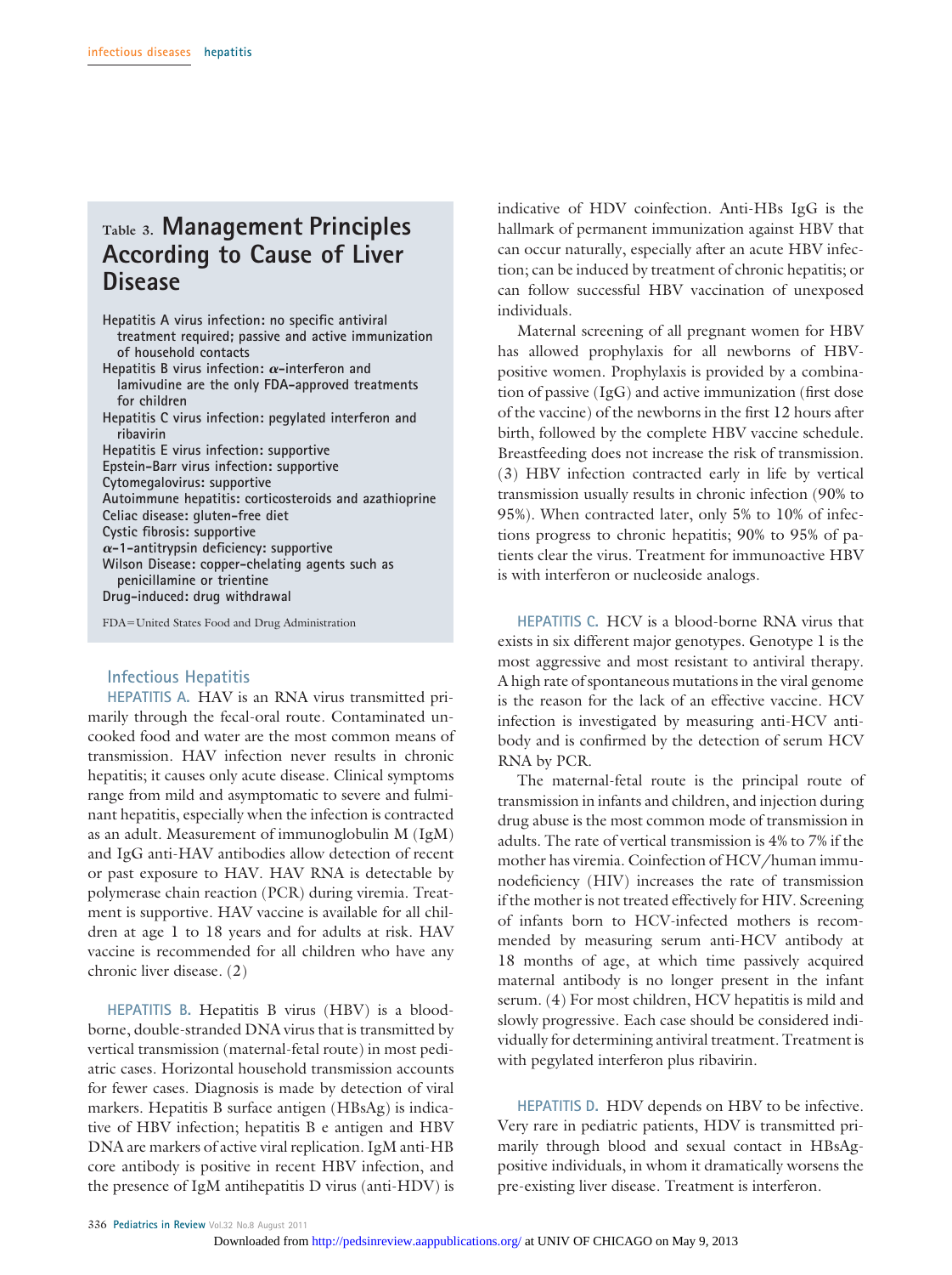## Table 3. Management Principles According to Cause of Liver Disease

- **Hepatitis A virus infection: no specific antiviral treatment required; passive and active immunization of household contacts**
- **Hepatitis B virus infection: α-interferon and lamivudine are the only FDA-approved treatments for children**
- **Hepatitis C virus infection: pegylated interferon and ribavirin**
- **Hepatitis E virus infection: supportive**
- **Epstein-Barr virus infection: supportive**
- **Cytomegalovirus: supportive**
- **Autoimmune hepatitis: corticosteroids and azathioprine**
- **Celiac disease: gluten-free diet**
- **Cystic fibrosis: supportive**
- **α-1-antitrypsin deficiency: supportive**
- **Wilson Disease: copper-chelating agents such as penicillamine or trientine**
- **Drug-induced: drug withdrawal**

FDA=United States Food and Drug Administration

### Infectious Hepatitis

**HEPATITIS A.** HAV is an RNA virus transmitted primarily through the fecal-oral route. Contaminated uncooked food and water are the most common means of transmission. HAV infection never results in chronic hepatitis; it causes only acute disease. Clinical symptoms range from mild and asymptomatic to severe and fulminant hepatitis, especially when the infection is contracted as an adult. Measurement of immunoglobulin M (IgM) and IgG anti-HAV antibodies allow detection of recent or past exposure to HAV. HAV RNA is detectable by polymerase chain reaction (PCR) during viremia. Treatment is supportive. HAV vaccine is available for all children at age 1 to 18 years and for adults at risk. HAV vaccine is recommended for all children who have any chronic liver disease. (2)

**HEPATITIS B.** Hepatitis B virus (HBV) is a blood-borne, double-stranded DNA virus that is transmitted by vertical transmission (maternal-fetal route) in most pediatric cases. Horizontal household transmission accounts for fewer cases. Diagnosis is made by detection of viral markers. Hepatitis B surface antigen (HBsAg) is indicative of HBV infection; hepatitis B e antigen and HBV DNA are markers of active viral replication. IgM anti-HB core antibody is positive in recent HBV infection, and the presence of IgM antihepatitis D virus (anti-HDV) is indicative of HDV coinfection. Anti-HBs IgG is the hallmark of permanent immunization against HBV that can occur naturally, especially after an acute HBV infection; can be induced by treatment of chronic hepatitis; or can follow successful HBV vaccination of unexposed individuals.

Maternal screening of all pregnant women for HBV has allowed prophylaxis for all newborns of HBV-positive women. Prophylaxis is provided by a combination of passive (IgG) and active immunization (first dose of the vaccine) of the newborns in the first 12 hours after birth, followed by the complete HBV vaccine schedule. Breastfeeding does not increase the risk of transmission. (3) HBV infection contracted early in life by vertical transmission usually results in chronic infection (90% to 95%). When contracted later, only 5% to 10% of infections progress to chronic hepatitis; 90% to 95% of patients clear the virus. Treatment for immunoactive HBV is with interferon or nucleoside analogs.

**HEPATITIS C.** HCV is a blood-borne RNA virus that exists in six different major genotypes. Genotype 1 is the most aggressive and most resistant to antiviral therapy. A high rate of spontaneous mutations in the viral genome is the reason for the lack of an effective vaccine. HCV infection is investigated by measuring anti-HCV antibody and is confirmed by the detection of serum HCV RNA by PCR.

The maternal-fetal route is the principal route of transmission in infants and children, and injection during drug abuse is the most common mode of transmission in adults. The rate of vertical transmission is 4% to 7% if the mother has viremia. Coinfection of HCV/human immunodeficiency (HIV) increases the rate of transmission if the mother is not treated effectively for HIV. Screening of infants born to HCV-infected mothers is recommended by measuring serum anti-HCV antibody at 18 months of age, at which time passively acquired maternal antibody is no longer present in the infant serum. (4) For most children, HCV hepatitis is mild and slowly progressive. Each case should be considered individually for determining antiviral treatment. Treatment is with pegylated interferon plus ribavirin.

**HEPATITIS D.** HDV depends on HBV to be infective. Very rare in pediatric patients, HDV is transmitted primarily through blood and sexual contact in HBsAg-positive individuals, in whom it dramatically worsens the pre-existing liver disease. Treatment is interferon.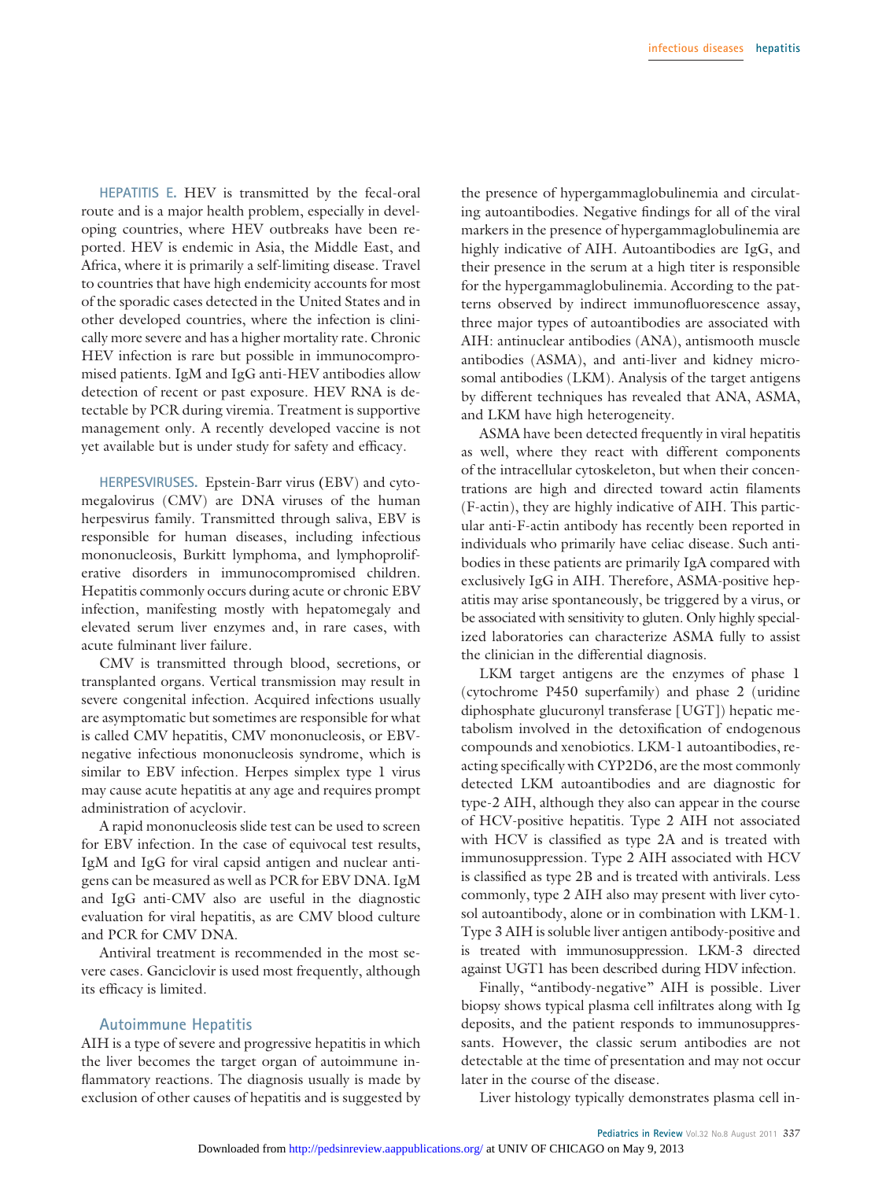**HEPATITIS E.** HEV is transmitted by the fecal-oral route and is a major health problem, especially in developing countries, where HEV outbreaks have been reported. HEV is endemic in Asia, the Middle East, and Africa, where it is primarily a self-limiting disease. Travel to countries that have high endemicity accounts for most of the sporadic cases detected in the United States and in other developed countries, where the infection is clinically more severe and has a higher mortality rate. Chronic HEV infection is rare but possible in immunocompromised patients. IgM and IgG anti-HEV antibodies allow detection of recent or past exposure. HEV RNA is detectable by PCR during viremia. Treatment is supportive management only. A recently developed vaccine is not yet available but is under study for safety and efficacy.

**HERPESVIRUSES.** Epstein-Barr virus (EBV) and cytomegalovirus (CMV) are DNA viruses of the human herpesvirus family. Transmitted through saliva, EBV is responsible for human diseases, including infectious mononucleosis, Burkitt lymphoma, and lymphoproliferative disorders in immunocompromised children. Hepatitis commonly occurs during acute or chronic EBV infection, manifesting mostly with hepatomegaly and elevated serum liver enzymes and, in rare cases, with acute fulminant liver failure.

CMV is transmitted through blood, secretions, or transplanted organs. Vertical transmission may result in severe congenital infection. Acquired infections usually are asymptomatic but sometimes are responsible for what is called CMV hepatitis, CMV mononucleosis, or EBV-negative infectious mononucleosis syndrome, which is similar to EBV infection. Herpes simplex type 1 virus may cause acute hepatitis at any age and requires prompt administration of acyclovir.

A rapid mononucleosis slide test can be used to screen for EBV infection. In the case of equivocal test results, IgM and IgG for viral capsid antigen and nuclear antigens can be measured as well as PCR for EBV DNA. IgM and IgG anti-CMV also are useful in the diagnostic evaluation for viral hepatitis, as are CMV blood culture and PCR for CMV DNA.

Antiviral treatment is recommended in the most severe cases. Ganciclovir is used most frequently, although its efficacy is limited.

## Autoimmune Hepatitis

AIH is a type of severe and progressive hepatitis in which the liver becomes the target organ of autoimmune inflammatory reactions. The diagnosis usually is made by exclusion of other causes of hepatitis and is suggested by the presence of hypergammaglobulinemia and circulating autoantibodies. Negative findings for all of the viral markers in the presence of hypergammaglobulinemia are highly indicative of AIH. Autoantibodies are IgG, and their presence in the serum at a high titer is responsible for the hypergammaglobulinemia. According to the patterns observed by indirect immunofluorescence assay, three major types of autoantibodies are associated with AIH: antinuclear antibodies (ANA), antismooth muscle antibodies (ASMA), and anti-liver and kidney microsomal antibodies (LKM). Analysis of the target antigens by different techniques has revealed that ANA, ASMA, and LKM have high heterogeneity.

ASMA have been detected frequently in viral hepatitis as well, where they react with different components of the intracellular cytoskeleton, but when their concentrations are high and directed toward actin filaments (F-actin), they are highly indicative of AIH. This particular anti-F-actin antibody has recently been reported in individuals who primarily have celiac disease. Such antibodies in these patients are primarily IgA compared with exclusively IgG in AIH. Therefore, ASMA-positive hepatitis may arise spontaneously, be triggered by a virus, or be associated with sensitivity to gluten. Only highly specialized laboratories can characterize ASMA fully to assist the clinician in the differential diagnosis.

LKM target antigens are the enzymes of phase 1 (cytochrome P450 superfamily) and phase 2 (uridine diphosphate glucuronyl transferase [UGT]) hepatic metabolism involved in the detoxification of endogenous compounds and xenobiotics. LKM-1 autoantibodies, reacting specifically with CYP2D6, are the most commonly detected LKM autoantibodies and are diagnostic for type-2 AIH, although they also can appear in the course of HCV-positive hepatitis. Type 2 AIH not associated with HCV is classified as type 2A and is treated with immunosuppression. Type 2 AIH associated with HCV is classified as type 2B and is treated with antivirals. Less commonly, type 2 AIH also may present with liver cytosol autoantibody, alone or in combination with LKM-1. Type 3 AIH is soluble liver antigen antibody-positive and is treated with immunosuppression. LKM-3 directed against UGT1 has been described during HDV infection.

Finally, "antibody-negative" AIH is possible. Liver biopsy shows typical plasma cell infiltrates along with Ig deposits, and the patient responds to immunosuppressants. However, the classic serum antibodies are not detectable at the time of presentation and may not occur later in the course of the disease.

Liver histology typically demonstrates plasma cell in-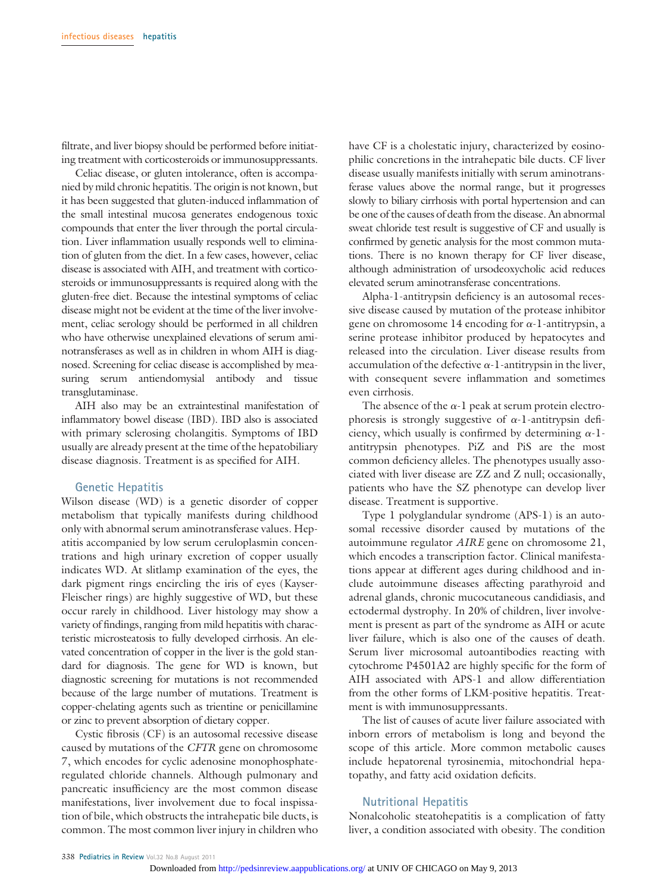filtrate, and liver biopsy should be performed before initiating treatment with corticosteroids or immunosuppressants.

Celiac disease, or gluten intolerance, often is accompanied by mild chronic hepatitis. The origin is not known, but it has been suggested that gluten-induced inflammation of the small intestinal mucosa generates endogenous toxic compounds that enter the liver through the portal circulation. Liver inflammation usually responds well to elimination of gluten from the diet. In a few cases, however, celiac disease is associated with AIH, and treatment with corticosteroids or immunosuppressants is required along with the gluten-free diet. Because the intestinal symptoms of celiac disease might not be evident at the time of the liver involvement, celiac serology should be performed in all children who have otherwise unexplained elevations of serum aminotransferases as well as in children in whom AIH is diagnosed. Screening for celiac disease is accomplished by measuring serum antiendomysial antibody and tissue transglutaminase.

AIH also may be an extraintestinal manifestation of inflammatory bowel disease (IBD). IBD also is associated with primary sclerosing cholangitis. Symptoms of IBD usually are already present at the time of the hepatobiliary disease diagnosis. Treatment is as specified for AIH.

## Genetic Hepatitis

Wilson disease (WD) is a genetic disorder of copper metabolism that typically manifests during childhood only with abnormal serum aminotransferase values. Hepatitis accompanied by low serum ceruloplasmin concentrations and high urinary excretion of copper usually indicates WD. At slitlamp examination of the eyes, the dark pigment rings encircling the iris of eyes (Kayser-Fleischer rings) are highly suggestive of WD, but these occur rarely in childhood. Liver histology may show a variety of findings, ranging from mild hepatitis with characteristic microsteatosis to fully developed cirrhosis. An elevated concentration of copper in the liver is the gold standard for diagnosis. The gene for WD is known, but diagnostic screening for mutations is not recommended because of the large number of mutations. Treatment is copper-chelating agents such as trientine or penicillamine or zinc to prevent absorption of dietary copper.

Cystic fibrosis (CF) is an autosomal recessive disease caused by mutations of the *CFTR* gene on chromosome 7, which encodes for cyclic adenosine monophosphate-regulated chloride channels. Although pulmonary and pancreatic insufficiency are the most common disease manifestations, liver involvement due to focal inspissation of bile, which obstructs the intrahepatic bile ducts, is common. The most common liver injury in children who have CF is a cholestatic injury, characterized by eosinophilic concretions in the intrahepatic bile ducts. CF liver disease usually manifests initially with serum aminotransferase values above the normal range, but it progresses slowly to biliary cirrhosis with portal hypertension and can be one of the causes of death from the disease. An abnormal sweat chloride test result is suggestive of CF and usually is confirmed by genetic analysis for the most common mutations. There is no known therapy for CF liver disease, although administration of ursodeoxycholic acid reduces elevated serum aminotransferase concentrations.

Alpha-1-antitrypsin deficiency is an autosomal recessive disease caused by mutation of the protease inhibitor gene on chromosome 14 encoding for $\alpha$-1-antitrypsin, a serine protease inhibitor produced by hepatocytes and released into the circulation. Liver disease results from accumulation of the defective $\alpha$-1-antitrypsin in the liver, with consequent severe inflammation and sometimes even cirrhosis.

The absence of the $\alpha$-1 peak at serum protein electrophoresis is strongly suggestive of $\alpha$-1-antitrypsin deficiency, which usually is confirmed by determining $\alpha$-1-antitrypsin phenotypes. PiZ and PiS are the most common deficiency alleles. The phenotypes usually associated with liver disease are ZZ and Z null; occasionally, patients who have the SZ phenotype can develop liver disease. Treatment is supportive.

Type 1 polyglandular syndrome (APS-1) is an autosomal recessive disorder caused by mutations of the autoimmune regulator *AIRE* gene on chromosome 21, which encodes a transcription factor. Clinical manifestations appear at different ages during childhood and include autoimmune diseases affecting parathyroid and adrenal glands, chronic mucocutaneous candidiasis, and ectodermal dystrophy. In 20% of children, liver involvement is present as part of the syndrome as AIH or acute liver failure, which is also one of the causes of death. Serum liver microsomal autoantibodies reacting with cytochrome P4501A2 are highly specific for the form of AIH associated with APS-1 and allow differentiation from the other forms of LKM-positive hepatitis. Treatment is with immunosuppressants.

The list of causes of acute liver failure associated with inborn errors of metabolism is long and beyond the scope of this article. More common metabolic causes include hepatorenal tyrosinemia, mitochondrial hepatopathy, and fatty acid oxidation deficits.

## Nutritional Hepatitis

Nonalcoholic steatohepatitis is a complication of fatty liver, a condition associated with obesity. The condition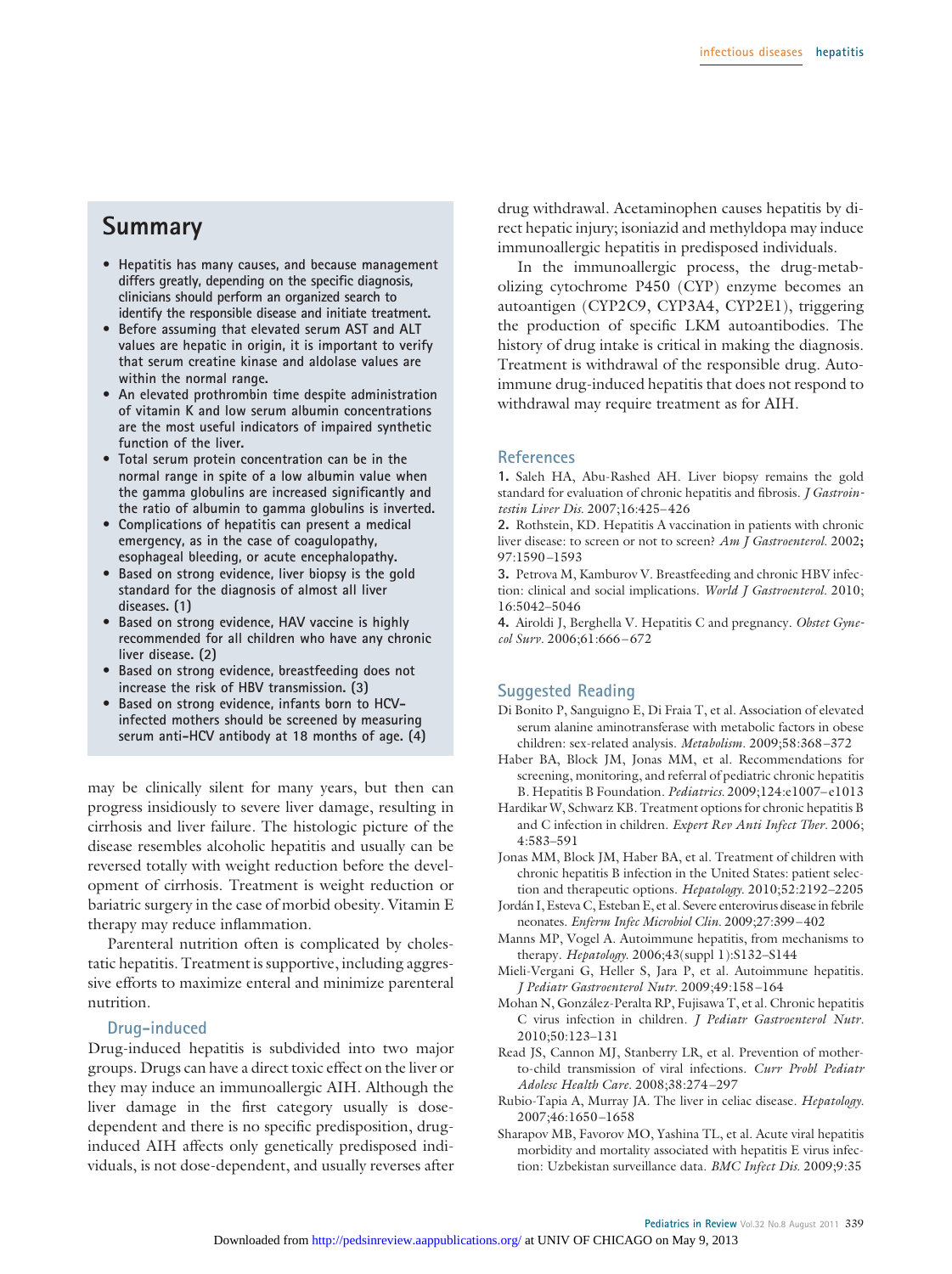may be clinically silent for many years, but then can progress insidiously to severe liver damage, resulting in cirrhosis and liver failure. The histologic picture of the disease resembles alcoholic hepatitis and usually can be reversed totally with weight reduction before the development of cirrhosis. Treatment is weight reduction or bariatric surgery in the case of morbid obesity. Vitamin E therapy may reduce inflammation.

Parenteral nutrition often is complicated by cholestatic hepatitis. Treatment is supportive, including aggressive efforts to maximize enteral and minimize parenteral nutrition.

### Drug-induced

Drug-induced hepatitis is subdivided into two major groups. Drugs can have a direct toxic effect on the liver or they may induce an immunoallergic AIH. Although the liver damage in the first category usually is dose-dependent and there is no specific predisposition, drug-induced AIH affects only genetically predisposed individuals, is not dose-dependent, and usually reverses after drug withdrawal. Acetaminophen causes hepatitis by direct hepatic injury; isoniazid and methyldopa may induce immunoallergic hepatitis in predisposed individuals.

In the immunoallergic process, the drug-metabolizing cytochrome P450 (CYP) enzyme becomes an autoantigen (CYP2C9, CYP3A4, CYP2E1), triggering the production of specific LKM autoantibodies. The history of drug intake is critical in making the diagnosis. Treatment is withdrawal of the responsible drug. Autoimmune drug-induced hepatitis that does not respond to withdrawal may require treatment as for AIH.

## Summary

- **Hepatitis has many causes, and because management differs greatly, depending on the specific diagnosis, clinicians should perform an organized search to identify the responsible disease and initiate treatment.**
- **Before assuming that elevated serum AST and ALT values are hepatic in origin, it is important to verify that serum creatine kinase and aldolase values are within the normal range.**
- **An elevated prothrombin time despite administration of vitamin K and low serum albumin concentrations are the most useful indicators of impaired synthetic function of the liver.**
- **Total serum protein concentration can be in the normal range in spite of a low albumin value when the gamma globulins are increased significantly and the ratio of albumin to gamma globulins is inverted.**
- **Complications of hepatitis can present a medical emergency, as in the case of coagulopathy, esophageal bleeding, or acute encephalopathy.**
- **Based on strong evidence, liver biopsy is the gold standard for the diagnosis of almost all liver diseases. (1)**
- **Based on strong evidence, HAV vaccine is highly recommended for all children who have any chronic liver disease. (2)**
- **Based on strong evidence, breastfeeding does not increase the risk of HBV transmission. (3)**
- **Based on strong evidence, infants born to HCV-infected mothers should be screened by measuring serum anti-HCV antibody at 18 months of age. (4)**

## References

1. Saleh HA, Abu-Rashed AH. Liver biopsy remains the gold standard for evaluation of chronic hepatitis and fibrosis. *J Gastrointestin Liver Dis.* 2007;16:425–426
2. Rothstein, KD. Hepatitis A vaccination in patients with chronic liver disease: to screen or not to screen? *Am J Gastroenterol.* 2002; 97:1590–1593
3. Petrova M, Kamburov V. Breastfeeding and chronic HBV infection: clinical and social implications. *World J Gastroenterol.* 2010; 16:5042–5046
4. Airoldi J, Berghella V. Hepatitis C and pregnancy. *Obstet Gynecol Surv.* 2006;61:666–672

## Suggested Reading

Di Bonito P, Sanguigno E, Di Fraia T, et al. Association of elevated serum alanine aminotransferase with metabolic factors in obese children: sex-related analysis. *Metabolism.* 2009;58:368–372

Haber BA, Block JM, Jonas MM, et al. Recommendations for screening, monitoring, and referral of pediatric chronic hepatitis B. Hepatitis B Foundation. *Pediatrics.* 2009;124:e1007–e1013

Hardikar W, Schwarz KB. Treatment options for chronic hepatitis B and C infection in children. *Expert Rev Anti Infect Ther.* 2006; 4:583–591

Jonas MM, Block JM, Haber BA, et al. Treatment of children with chronic hepatitis B infection in the United States: patient selection and therapeutic options. *Hepatology.* 2010;52:2192–2205

Jordán I, Esteva C, Esteban E, et al. Severe enterovirus disease in febrile neonates. *Enferm Infec Microbiol Clin.* 2009;27:399–402

Manns MP, Vogel A. Autoimmune hepatitis, from mechanisms to therapy. *Hepatology.* 2006;43(suppl 1):S132–S144

Mieli-Vergani G, Heller S, Jara P, et al. Autoimmune hepatitis. *J Pediatr Gastroenterol Nutr.* 2009;49:158–164

Mohan N, González-Peralta RP, Fujisawa T, et al. Chronic hepatitis C virus infection in children. *J Pediatr Gastroenterol Nutr.* 2010;50:123–131

Read JS, Cannon MJ, Stanberry LR, et al. Prevention of mother-to-child transmission of viral infections. *Curr Probl Pediatr Adolesc Health Care.* 2008;38:274–297

Rubio-Tapia A, Murray JA. The liver in celiac disease. *Hepatology.* 2007;46:1650–1658

Sharapov MB, Favorov MO, Yashina TL, et al. Acute viral hepatitis morbidity and mortality associated with hepatitis E virus infection: Uzbekistan surveillance data. *BMC Infect Dis.* 2009;9:35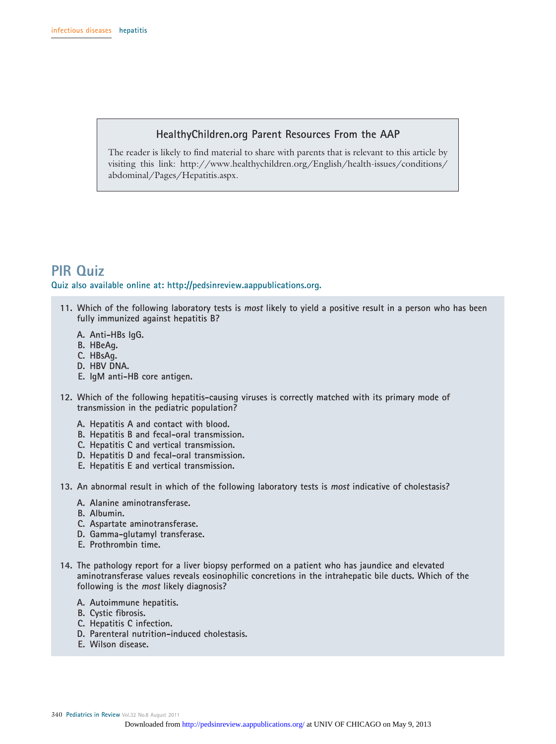## HealthyChildren.org Parent Resources From the AAP

The reader is likely to find material to share with parents that is relevant to this article by visiting this link: http://www.healthychildren.org/English/health-issues/conditions/abdominal/Pages/Hepatitis.aspx.

# PIR Quiz

**Quiz also available online at: http://pedsinreview.aappublications.org.**

**11. Which of the following laboratory tests is *most* likely to yield a positive result in a person who has been fully immunized against hepatitis B?**

- A. Anti-HBs IgG.
- B. HBeAg.
- C. HBsAg.
- D. HBV DNA.
- E. IgM anti-HB core antigen.

**12. Which of the following hepatitis-causing viruses is correctly matched with its primary mode of transmission in the pediatric population?**

- A. Hepatitis A and contact with blood.
- B. Hepatitis B and fecal-oral transmission.
- C. Hepatitis C and vertical transmission.
- D. Hepatitis D and fecal-oral transmission.
- E. Hepatitis E and vertical transmission.

**13. An abnormal result in which of the following laboratory tests is *most* indicative of cholestasis?**

- A. Alanine aminotransferase.
- B. Albumin.
- C. Aspartate aminotransferase.
- D. Gamma-glutamyl transferase.
- E. Prothrombin time.

**14. The pathology report for a liver biopsy performed on a patient who has jaundice and elevated aminotransferase values reveals eosinophilic concretions in the intrahepatic bile ducts. Which of the following is the *most* likely diagnosis?**

- A. Autoimmune hepatitis.
- B. Cystic fibrosis.
- C. Hepatitis C infection.
- D. Parenteral nutrition-induced cholestasis.
- E. Wilson disease.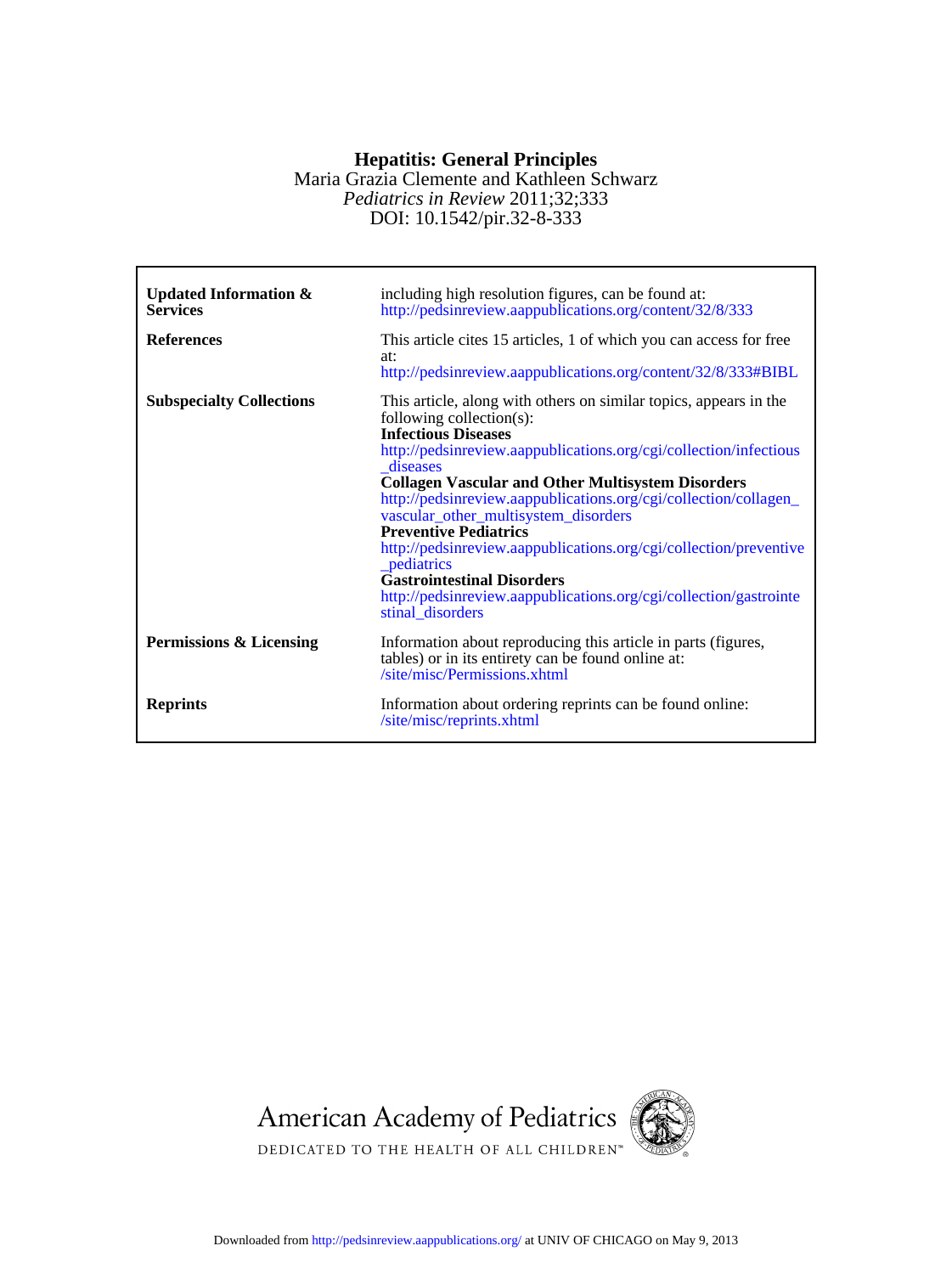# Hepatitis: General Principles

Maria Grazia Clemente and Kathleen Schwarz

*Pediatrics in Review* 2011;32;333

DOI: 10.1542/pir.32-8-333

| | |
|---|---|
| **Updated Information & Services** | including high resolution figures, can be found at: http://pedsinreview.aappublications.org/content/32/8/333 |
| **References** | This article cites 15 articles, 1 of which you can access for free at: http://pedsinreview.aappublications.org/content/32/8/333#BIBL |
| **Subspecialty Collections** | This article, along with others on similar topics, appears in the following collection(s): **Infectious Diseases** http://pedsinreview.aappublications.org/cgi/collection/infectious_diseases **Collagen Vascular and Other Multisystem Disorders** http://pedsinreview.aappublications.org/cgi/collection/collagen_vascular_other_multisystem_disorders **Preventive Pediatrics** http://pedsinreview.aappublications.org/cgi/collection/preventive_pediatrics **Gastrointestinal Disorders** http://pedsinreview.aappublications.org/cgi/collection/gastrointestinal_disorders |
| **Permissions & Licensing** | Information about reproducing this article in parts (figures, tables) or in its entirety can be found online at: /site/misc/Permissions.xhtml |
| **Reprints** | Information about ordering reprints can be found online: /site/misc/reprints.xhtml |

American Academy of Pediatrics

DEDICATED TO THE HEALTH OF ALL CHILDREN™

Downloaded from http://pedsinreview.aappublications.org/ at UNIV OF CHICAGO on May 9, 2013